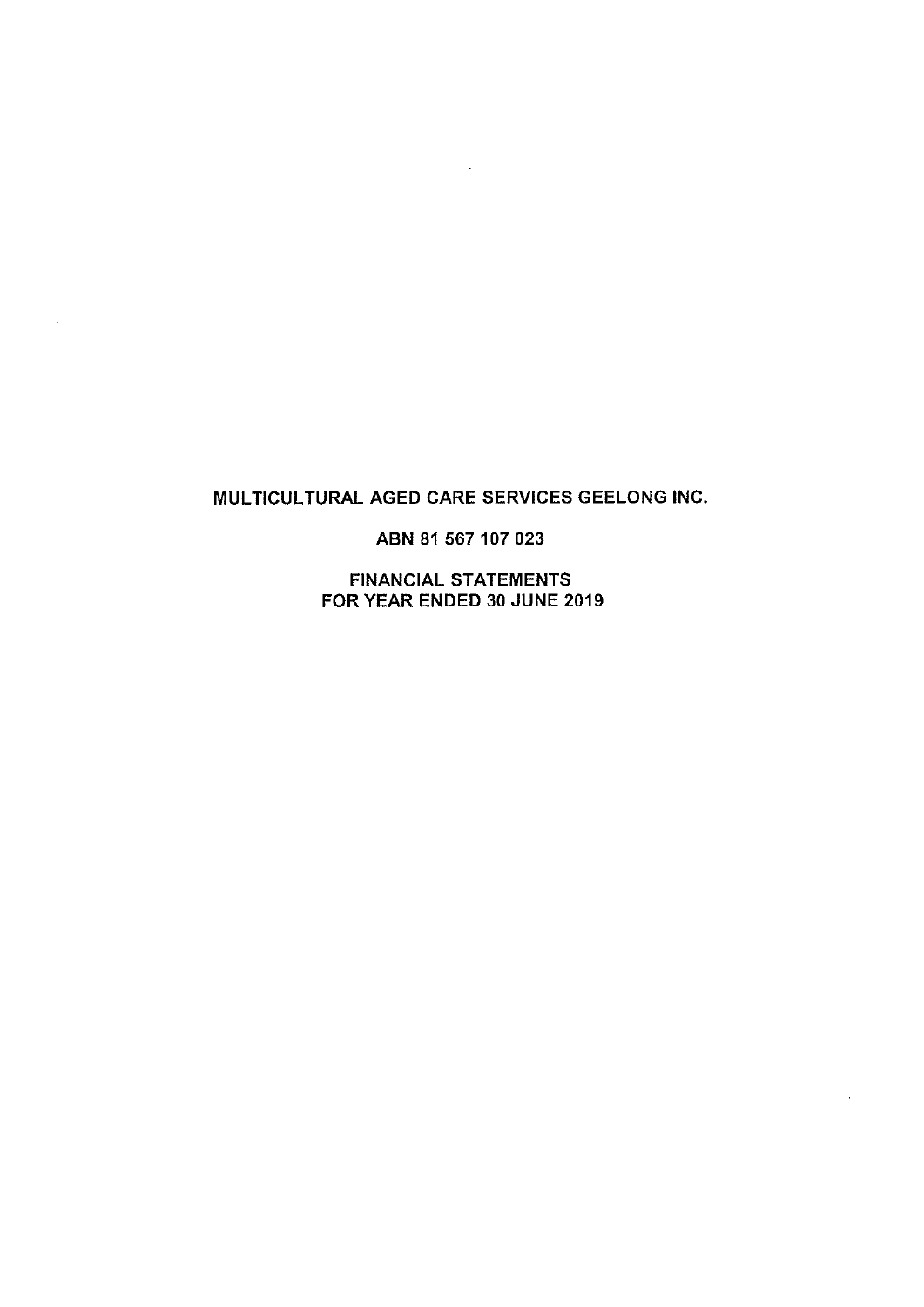# MULTICULTURAL AGED CARE SERVICES GEELONG INC.

ABN 81 567 107 023

FINANCIAL STATEMENTS
FOR YEAR ENDED 30 JUNE 2019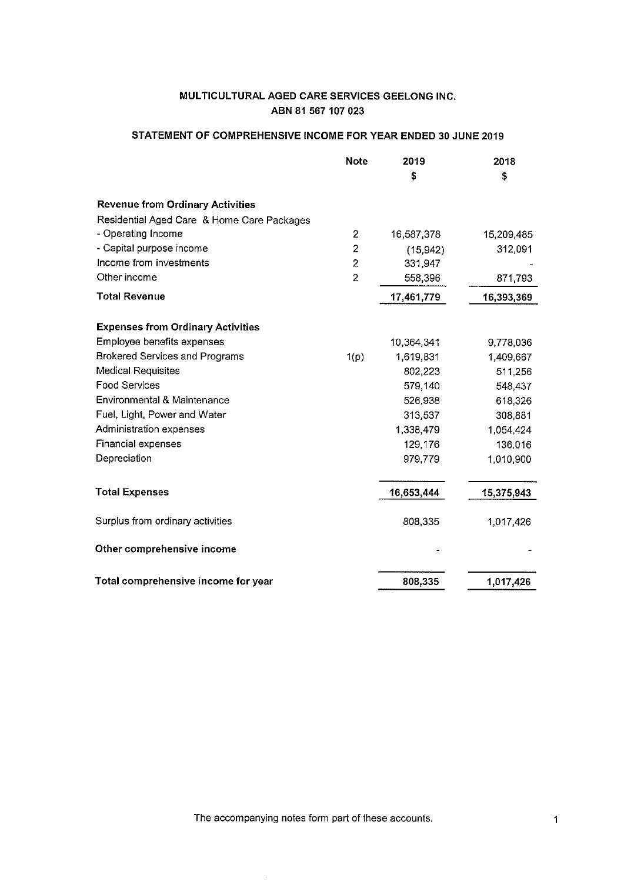**MULTICULTURAL AGED CARE SERVICES GEELONG INC.**
**ABN 81 567 107 023**

## STATEMENT OF COMPREHENSIVE INCOME FOR YEAR ENDED 30 JUNE 2019

| | Note | 2019 | 2018 |
|---|---|---|---|
| | | $ | $ |
| **Revenue from Ordinary Activities** | | | |
| Residential Aged Care & Home Care Packages | | | |
| - Operating Income | 2 | 16,587,378 | 15,209,485 |
| - Capital purpose income | 2 | (15,942) | 312,091 |
| Income from investments | 2 | 331,947 | - |
| Other income | 2 | 558,396 | 871,793 |
| **Total Revenue** | | **17,461,779** | **16,393,369** |
| **Expenses from Ordinary Activities** | | | |
| Employee benefits expenses | | 10,364,341 | 9,778,036 |
| Brokered Services and Programs | 1(p) | 1,619,831 | 1,409,667 |
| Medical Requisites | | 802,223 | 511,256 |
| Food Services | | 579,140 | 548,437 |
| Environmental & Maintenance | | 526,938 | 618,326 |
| Fuel, Light, Power and Water | | 313,537 | 308,881 |
| Administration expenses | | 1,338,479 | 1,054,424 |
| Financial expenses | | 129,176 | 136,016 |
| Depreciation | | 979,779 | 1,010,900 |
| **Total Expenses** | | **16,653,444** | **15,375,943** |
| Surplus from ordinary activities | | 808,335 | 1,017,426 |
| **Other comprehensive income** | | - | - |
| **Total comprehensive income for year** | | **808,335** | **1,017,426** |

The accompanying notes form part of these accounts.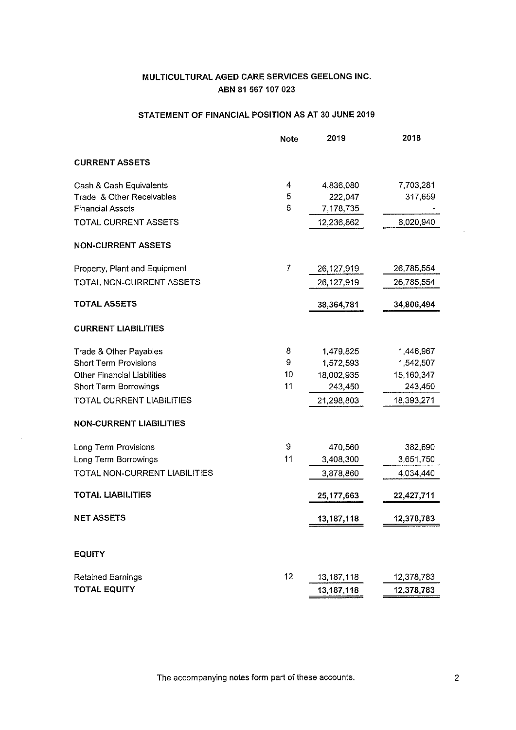# MULTICULTURAL AGED CARE SERVICES GEELONG INC.

## ABN 81 567 107 023

## STATEMENT OF FINANCIAL POSITION AS AT 30 JUNE 2019

| | Note | 2019 | 2018 |
|---|---|---|---|
| **CURRENT ASSETS** | | | |
| Cash & Cash Equivalents | 4 | 4,836,080 | 7,703,281 |
| Trade & Other Receivables | 5 | 222,047 | 317,659 |
| Financial Assets | 6 | 7,178,735 | - |
| TOTAL CURRENT ASSETS | | 12,236,862 | 8,020,940 |
| **NON-CURRENT ASSETS** | | | |
| Property, Plant and Equipment | 7 | 26,127,919 | 26,785,554 |
| TOTAL NON-CURRENT ASSETS | | 26,127,919 | 26,785,554 |
| **TOTAL ASSETS** | | **38,364,781** | **34,806,494** |
| **CURRENT LIABILITIES** | | | |
| Trade & Other Payables | 8 | 1,479,825 | 1,446,967 |
| Short Term Provisions | 9 | 1,572,593 | 1,542,507 |
| Other Financial Liabilities | 10 | 18,002,935 | 15,160,347 |
| Short Term Borrowings | 11 | 243,450 | 243,450 |
| TOTAL CURRENT LIABILITIES | | 21,298,803 | 18,393,271 |
| **NON-CURRENT LIABILITIES** | | | |
| Long Term Provisions | 9 | 470,560 | 382,690 |
| Long Term Borrowings | 11 | 3,408,300 | 3,651,750 |
| TOTAL NON-CURRENT LIABILITIES | | 3,878,860 | 4,034,440 |
| **TOTAL LIABILITIES** | | **25,177,663** | **22,427,711** |
| **NET ASSETS** | | **13,187,118** | **12,378,783** |
| **EQUITY** | | | |
| Retained Earnings | 12 | 13,187,118 | 12,378,783 |
| **TOTAL EQUITY** | | **13,187,118** | **12,378,783** |

The accompanying notes form part of these accounts.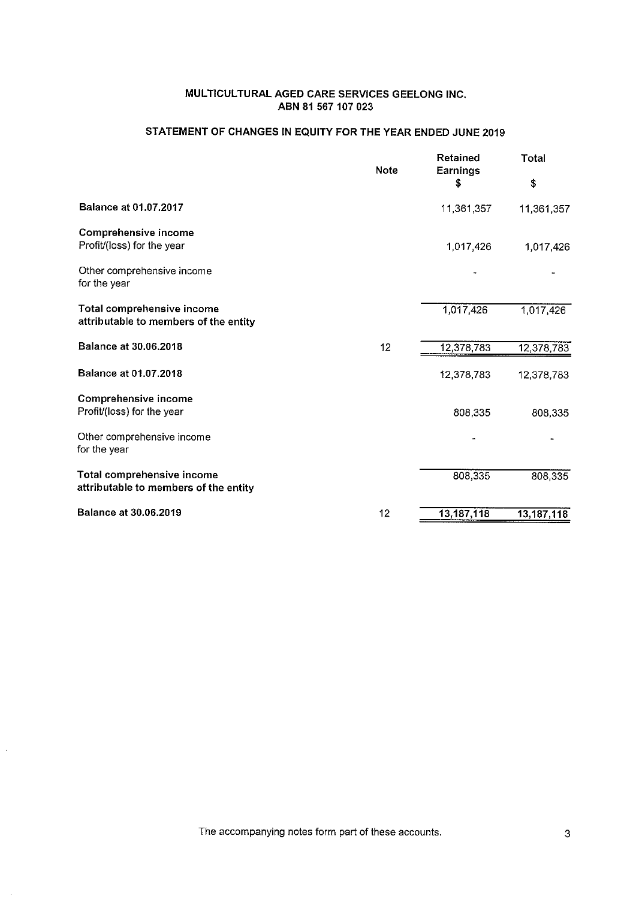**MULTICULTURAL AGED CARE SERVICES GEELONG INC.**
**ABN 81 567 107 023**

## STATEMENT OF CHANGES IN EQUITY FOR THE YEAR ENDED JUNE 2019

| | Note | Retained Earnings $ | Total $ |
|---|---|---|---|
| **Balance at 01.07.2017** | | 11,361,357 | 11,361,357 |
| **Comprehensive income** | | | |
| Profit/(loss) for the year | | 1,017,426 | 1,017,426 |
| Other comprehensive income for the year | | - | - |
| **Total comprehensive income attributable to members of the entity** | | 1,017,426 | 1,017,426 |
| **Balance at 30.06.2018** | 12 | 12,378,783 | 12,378,783 |
| **Balance at 01.07.2018** | | 12,378,783 | 12,378,783 |
| **Comprehensive income** | | | |
| Profit/(loss) for the year | | 808,335 | 808,335 |
| Other comprehensive income for the year | | - | - |
| **Total comprehensive income attributable to members of the entity** | | 808,335 | 808,335 |
| **Balance at 30.06.2019** | 12 | 13,187,118 | 13,187,118 |

The accompanying notes form part of these accounts.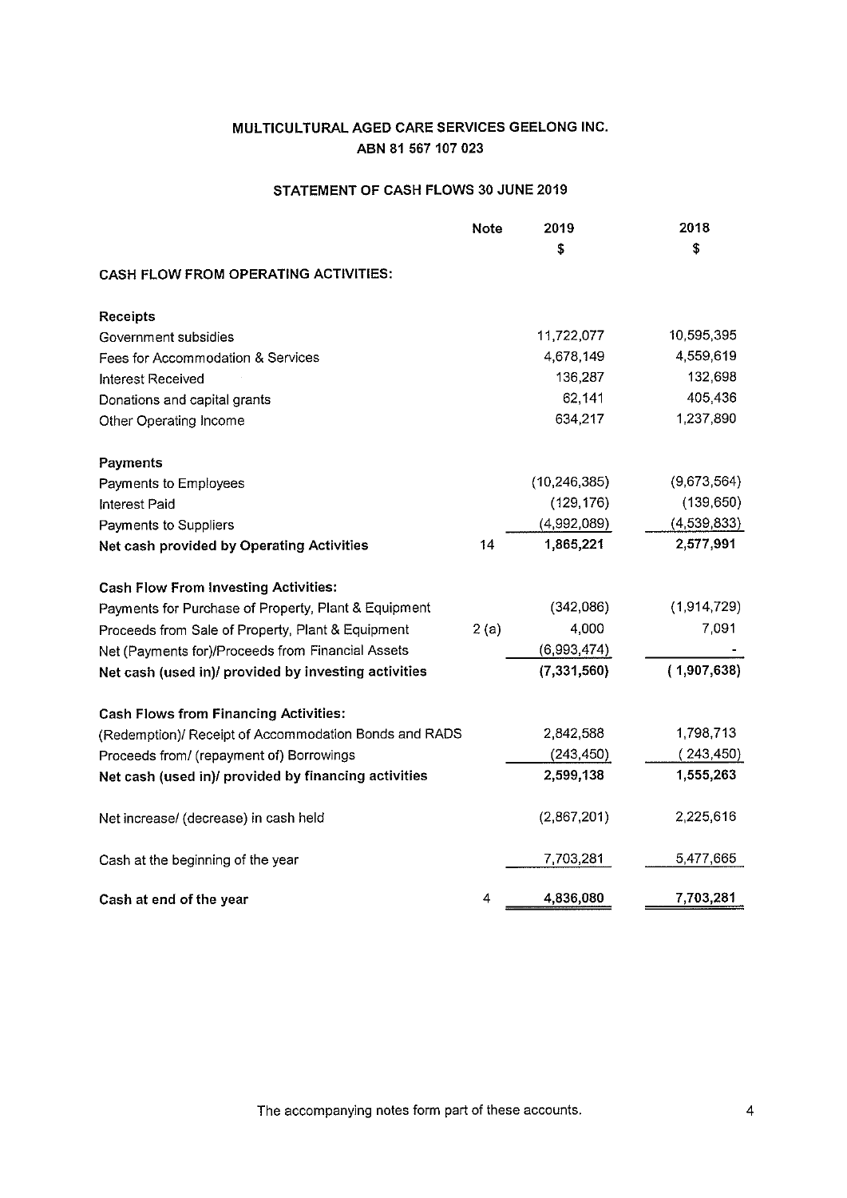# MULTICULTURAL AGED CARE SERVICES GEELONG INC.

## ABN 81 567 107 023

## STATEMENT OF CASH FLOWS 30 JUNE 2019

| | Note | 2019 | 2018 |
|---|---|---|---|
| | | $ | $ |
| **CASH FLOW FROM OPERATING ACTIVITIES:** | | | |
| **Receipts** | | | |
| Government subsidies | | 11,722,077 | 10,595,395 |
| Fees for Accommodation & Services | | 4,678,149 | 4,559,619 |
| Interest Received | | 136,287 | 132,698 |
| Donations and capital grants | | 62,141 | 405,436 |
| Other Operating Income | | 634,217 | 1,237,890 |
| **Payments** | | | |
| Payments to Employees | | (10,246,385) | (9,673,564) |
| Interest Paid | | (129,176) | (139,650) |
| Payments to Suppliers | | (4,992,089) | (4,539,833) |
| **Net cash provided by Operating Activities** | 14 | **1,865,221** | **2,577,991** |
| **Cash Flow From Investing Activities:** | | | |
| Payments for Purchase of Property, Plant & Equipment | | (342,086) | (1,914,729) |
| Proceeds from Sale of Property, Plant & Equipment | 2 (a) | 4,000 | 7,091 |
| Net (Payments for)/Proceeds from Financial Assets | | (6,993,474) | - |
| **Net cash (used in)/ provided by investing activities** | | **(7,331,560)** | **(1,907,638)** |
| **Cash Flows from Financing Activities:** | | | |
| (Redemption)/ Receipt of Accommodation Bonds and RADS | | 2,842,588 | 1,798,713 |
| Proceeds from/ (repayment of) Borrowings | | (243,450) | (243,450) |
| **Net cash (used in)/ provided by financing activities** | | **2,599,138** | **1,555,263** |
| Net increase/ (decrease) in cash held | | (2,867,201) | 2,225,616 |
| Cash at the beginning of the year | | 7,703,281 | 5,477,665 |
| **Cash at end of the year** | 4 | **4,836,080** | **7,703,281** |

The accompanying notes form part of these accounts.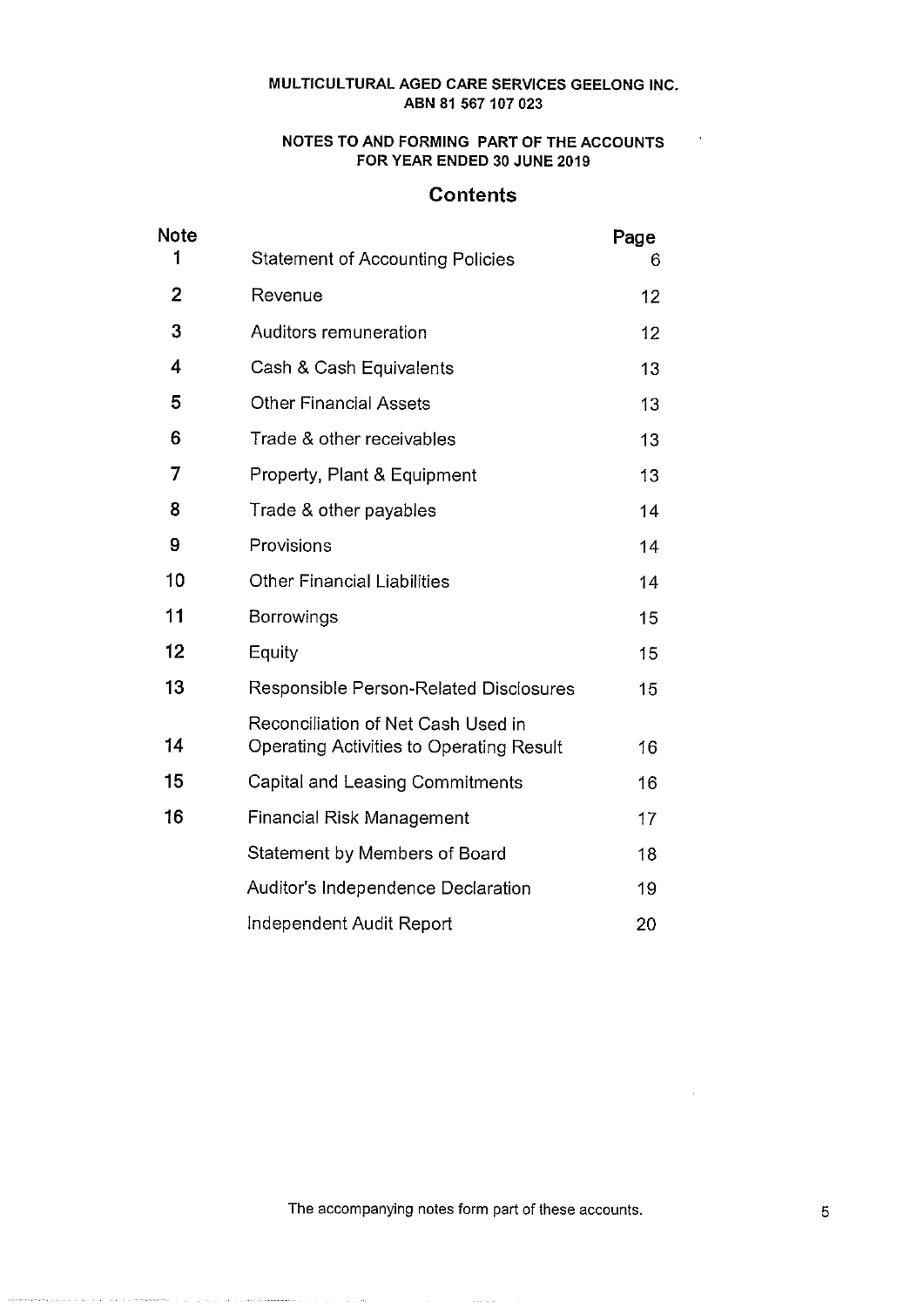**MULTICULTURAL AGED CARE SERVICES GEELONG INC.**
**ABN 81 567 107 023**

**NOTES TO AND FORMING PART OF THE ACCOUNTS**
**FOR YEAR ENDED 30 JUNE 2019**

## Contents

| Note | | Page |
|---|---|---|
| 1 | Statement of Accounting Policies | 6 |
| 2 | Revenue | 12 |
| 3 | Auditors remuneration | 12 |
| 4 | Cash & Cash Equivalents | 13 |
| 5 | Other Financial Assets | 13 |
| 6 | Trade & other receivables | 13 |
| 7 | Property, Plant & Equipment | 13 |
| 8 | Trade & other payables | 14 |
| 9 | Provisions | 14 |
| 10 | Other Financial Liabilities | 14 |
| 11 | Borrowings | 15 |
| 12 | Equity | 15 |
| 13 | Responsible Person-Related Disclosures | 15 |
| 14 | Reconciliation of Net Cash Used in Operating Activities to Operating Result | 16 |
| 15 | Capital and Leasing Commitments | 16 |
| 16 | Financial Risk Management | 17 |
| | Statement by Members of Board | 18 |
| | Auditor's Independence Declaration | 19 |
| | Independent Audit Report | 20 |

The accompanying notes form part of these accounts.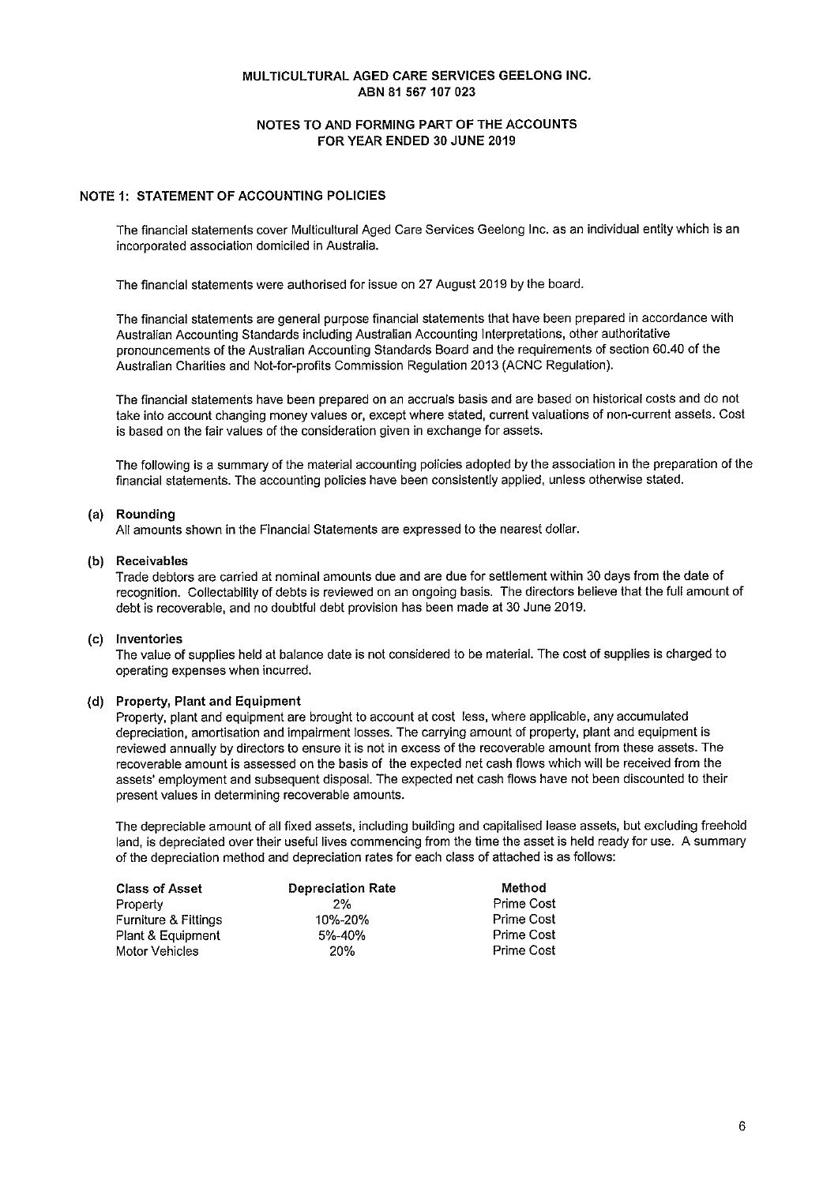**MULTICULTURAL AGED CARE SERVICES GEELONG INC.**
**ABN 81 567 107 023**

**NOTES TO AND FORMING PART OF THE ACCOUNTS**
**FOR YEAR ENDED 30 JUNE 2019**

## NOTE 1: STATEMENT OF ACCOUNTING POLICIES

The financial statements cover Multicultural Aged Care Services Geelong Inc. as an individual entity which is an incorporated association domiciled in Australia.

The financial statements were authorised for issue on 27 August 2019 by the board.

The financial statements are general purpose financial statements that have been prepared in accordance with Australian Accounting Standards including Australian Accounting Interpretations, other authoritative pronouncements of the Australian Accounting Standards Board and the requirements of section 60.40 of the Australian Charities and Not-for-profits Commission Regulation 2013 (ACNC Regulation).

The financial statements have been prepared on an accruals basis and are based on historical costs and do not take into account changing money values or, except where stated, current valuations of non-current assets. Cost is based on the fair values of the consideration given in exchange for assets.

The following is a summary of the material accounting policies adopted by the association in the preparation of the financial statements. The accounting policies have been consistently applied, unless otherwise stated.

### (a) Rounding

All amounts shown in the Financial Statements are expressed to the nearest dollar.

### (b) Receivables

Trade debtors are carried at nominal amounts due and are due for settlement within 30 days from the date of recognition. Collectability of debts is reviewed on an ongoing basis. The directors believe that the full amount of debt is recoverable, and no doubtful debt provision has been made at 30 June 2019.

### (c) Inventories

The value of supplies held at balance date is not considered to be material. The cost of supplies is charged to operating expenses when incurred.

### (d) Property, Plant and Equipment

Property, plant and equipment are brought to account at cost less, where applicable, any accumulated depreciation, amortisation and impairment losses. The carrying amount of property, plant and equipment is reviewed annually by directors to ensure it is not in excess of the recoverable amount from these assets. The recoverable amount is assessed on the basis of the expected net cash flows which will be received from the assets' employment and subsequent disposal. The expected net cash flows have not been discounted to their present values in determining recoverable amounts.

The depreciable amount of all fixed assets, including building and capitalised lease assets, but excluding freehold land, is depreciated over their useful lives commencing from the time the asset is held ready for use. A summary of the depreciation method and depreciation rates for each class of attached is as follows:

| Class of Asset | Depreciation Rate | Method |
|---|---|---|
| Property | 2% | Prime Cost |
| Furniture & Fittings | 10%-20% | Prime Cost |
| Plant & Equipment | 5%-40% | Prime Cost |
| Motor Vehicles | 20% | Prime Cost |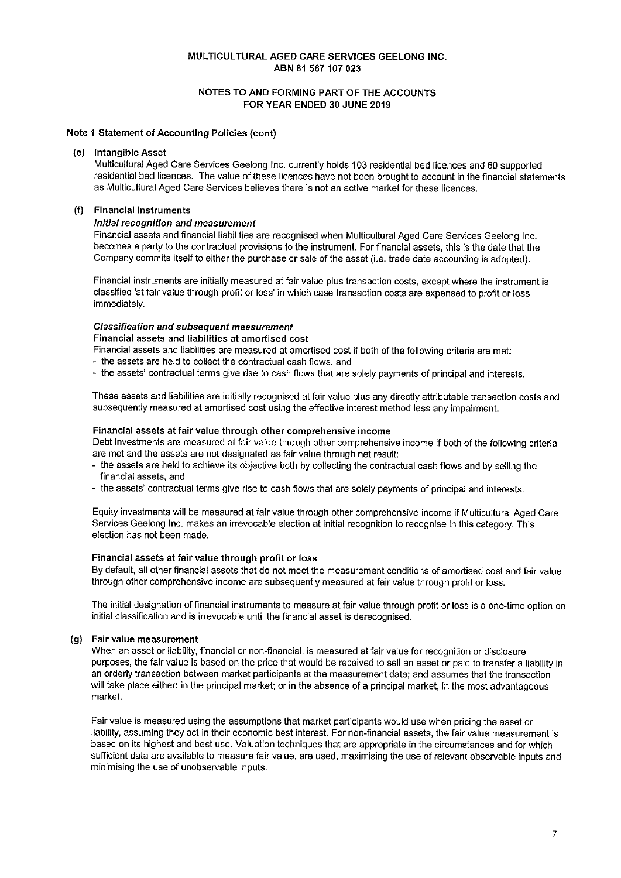**MULTICULTURAL AGED CARE SERVICES GEELONG INC.**
**ABN 81 567 107 023**

**NOTES TO AND FORMING PART OF THE ACCOUNTS**
**FOR YEAR ENDED 30 JUNE 2019**

**Note 1 Statement of Accounting Policies (cont)**

**(e) Intangible Asset**

Multicultural Aged Care Services Geelong Inc. currently holds 103 residential bed licences and 60 supported residential bed licences. The value of these licences have not been brought to account in the financial statements as Multicultural Aged Care Services believes there is not an active market for these licences.

**(f) Financial Instruments**

***Initial recognition and measurement***

Financial assets and financial liabilities are recognised when Multicultural Aged Care Services Geelong Inc. becomes a party to the contractual provisions to the instrument. For financial assets, this is the date that the Company commits itself to either the purchase or sale of the asset (i.e. trade date accounting is adopted).

Financial instruments are initially measured at fair value plus transaction costs, except where the instrument is classified 'at fair value through profit or loss' in which case transaction costs are expensed to profit or loss immediately.

***Classification and subsequent measurement***

**Financial assets and liabilities at amortised cost**

Financial assets and liabilities are measured at amortised cost if both of the following criteria are met:

- the assets are held to collect the contractual cash flows, and
- the assets' contractual terms give rise to cash flows that are solely payments of principal and interests.

These assets and liabilities are initially recognised at fair value plus any directly attributable transaction costs and subsequently measured at amortised cost using the effective interest method less any impairment.

**Financial assets at fair value through other comprehensive income**

Debt investments are measured at fair value through other comprehensive income if both of the following criteria are met and the assets are not designated as fair value through net result:

- the assets are held to achieve its objective both by collecting the contractual cash flows and by selling the financial assets, and
- the assets' contractual terms give rise to cash flows that are solely payments of principal and interests.

Equity investments will be measured at fair value through other comprehensive income if Multicultural Aged Care Services Geelong Inc. makes an irrevocable election at initial recognition to recognise in this category. This election has not been made.

**Financial assets at fair value through profit or loss**

By default, all other financial assets that do not meet the measurement conditions of amortised cost and fair value through other comprehensive income are subsequently measured at fair value through profit or loss.

The initial designation of financial instruments to measure at fair value through profit or loss is a one-time option on initial classification and is irrevocable until the financial asset is derecognised.

**(g) Fair value measurement**

When an asset or liability, financial or non-financial, is measured at fair value for recognition or disclosure purposes, the fair value is based on the price that would be received to sell an asset or paid to transfer a liability in an orderly transaction between market participants at the measurement date; and assumes that the transaction will take place either: in the principal market; or in the absence of a principal market, in the most advantageous market.

Fair value is measured using the assumptions that market participants would use when pricing the asset or liability, assuming they act in their economic best interest. For non-financial assets, the fair value measurement is based on its highest and best use. Valuation techniques that are appropriate in the circumstances and for which sufficient data are available to measure fair value, are used, maximising the use of relevant observable inputs and minimising the use of unobservable inputs.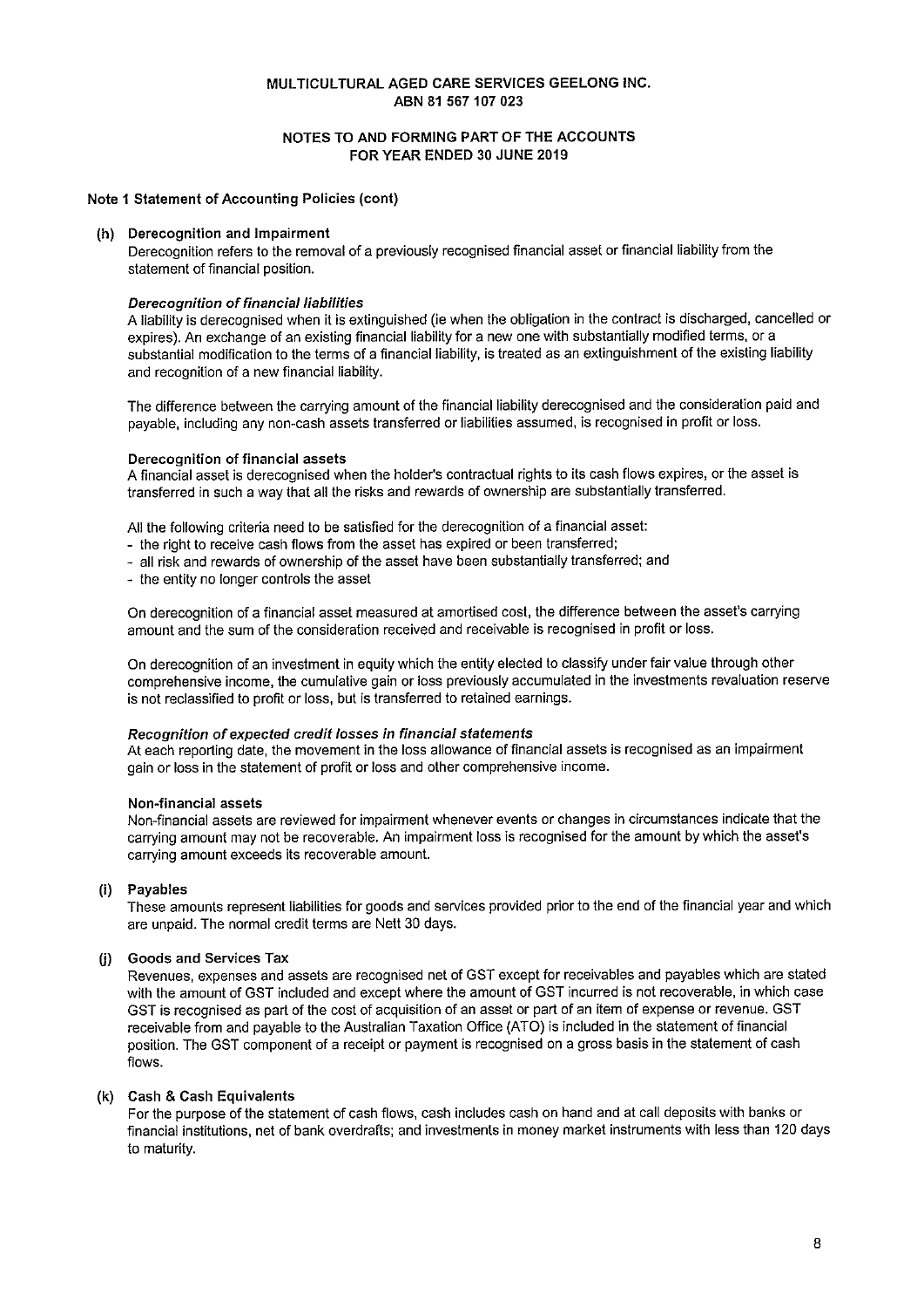MULTICULTURAL AGED CARE SERVICES GEELONG INC.
ABN 81 567 107 023

NOTES TO AND FORMING PART OF THE ACCOUNTS
FOR YEAR ENDED 30 JUNE 2019

## Note 1 Statement of Accounting Policies (cont)

### (h) Derecognition and Impairment

Derecognition refers to the removal of a previously recognised financial asset or financial liability from the statement of financial position.

***Derecognition of financial liabilities***

A liability is derecognised when it is extinguished (ie when the obligation in the contract is discharged, cancelled or expires). An exchange of an existing financial liability for a new one with substantially modified terms, or a substantial modification to the terms of a financial liability, is treated as an extinguishment of the existing liability and recognition of a new financial liability.

The difference between the carrying amount of the financial liability derecognised and the consideration paid and payable, including any non-cash assets transferred or liabilities assumed, is recognised in profit or loss.

**Derecognition of financial assets**

A financial asset is derecognised when the holder's contractual rights to its cash flows expires, or the asset is transferred in such a way that all the risks and rewards of ownership are substantially transferred.

All the following criteria need to be satisfied for the derecognition of a financial asset:
- the right to receive cash flows from the asset has expired or been transferred;
- all risk and rewards of ownership of the asset have been substantially transferred; and
- the entity no longer controls the asset

On derecognition of a financial asset measured at amortised cost, the difference between the asset's carrying amount and the sum of the consideration received and receivable is recognised in profit or loss.

On derecognition of an investment in equity which the entity elected to classify under fair value through other comprehensive income, the cumulative gain or loss previously accumulated in the investments revaluation reserve is not reclassified to profit or loss, but is transferred to retained earnings.

***Recognition of expected credit losses in financial statements***

At each reporting date, the movement in the loss allowance of financial assets is recognised as an impairment gain or loss in the statement of profit or loss and other comprehensive income.

**Non-financial assets**

Non-financial assets are reviewed for impairment whenever events or changes in circumstances indicate that the carrying amount may not be recoverable. An impairment loss is recognised for the amount by which the asset's carrying amount exceeds its recoverable amount.

### (i) Payables

These amounts represent liabilities for goods and services provided prior to the end of the financial year and which are unpaid. The normal credit terms are Nett 30 days.

### (j) Goods and Services Tax

Revenues, expenses and assets are recognised net of GST except for receivables and payables which are stated with the amount of GST included and except where the amount of GST incurred is not recoverable, in which case GST is recognised as part of the cost of acquisition of an asset or part of an item of expense or revenue. GST receivable from and payable to the Australian Taxation Office (ATO) is included in the statement of financial position. The GST component of a receipt or payment is recognised on a gross basis in the statement of cash flows.

### (k) Cash & Cash Equivalents

For the purpose of the statement of cash flows, cash includes cash on hand and at call deposits with banks or financial institutions, net of bank overdrafts; and investments in money market instruments with less than 120 days to maturity.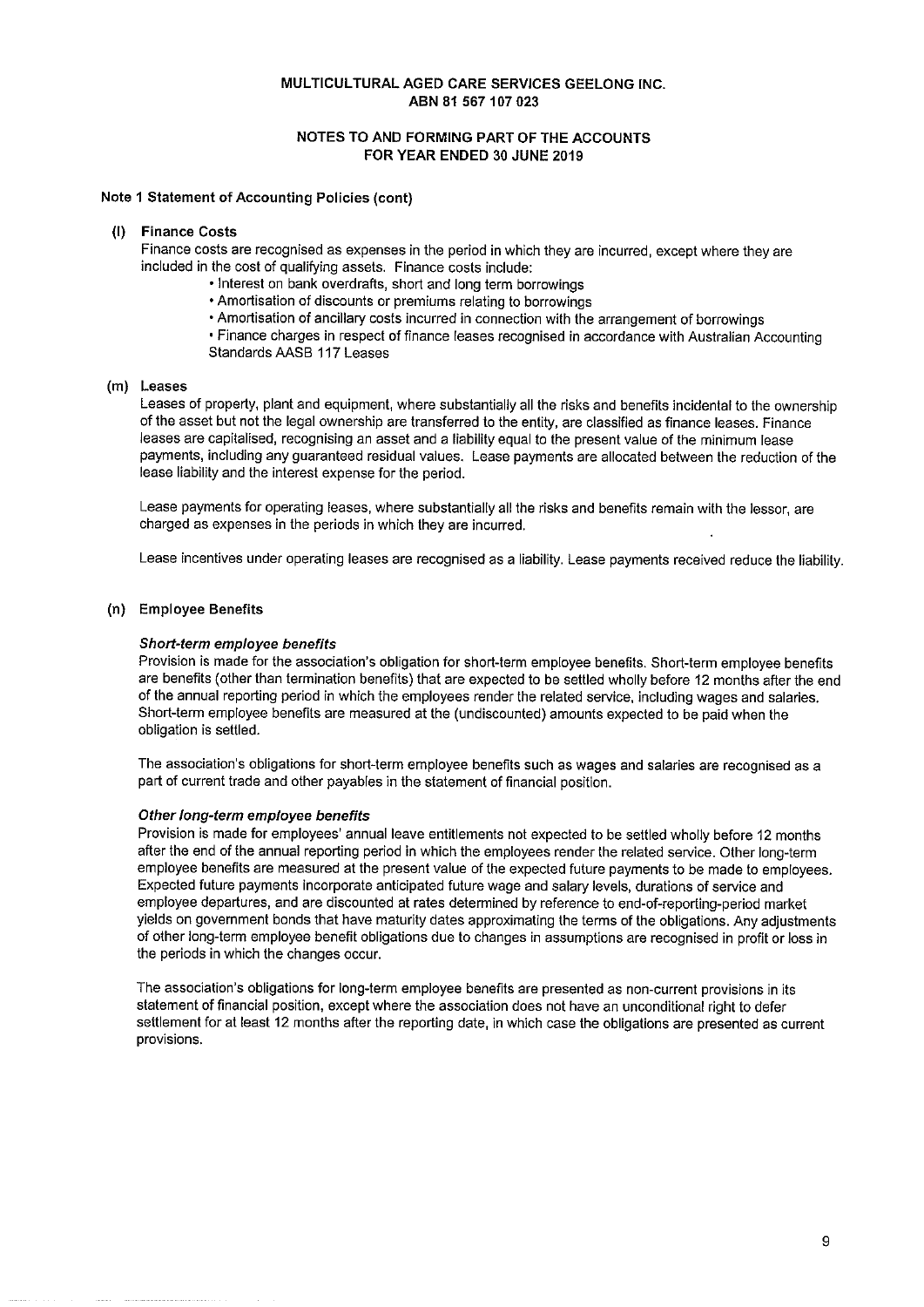# MULTICULTURAL AGED CARE SERVICES GEELONG INC.
## ABN 81 567 107 023

## NOTES TO AND FORMING PART OF THE ACCOUNTS FOR YEAR ENDED 30 JUNE 2019

### Note 1 Statement of Accounting Policies (cont)

**(l) Finance Costs**

Finance costs are recognised as expenses in the period in which they are incurred, except where they are included in the cost of qualifying assets. Finance costs include:

- Interest on bank overdrafts, short and long term borrowings
- Amortisation of discounts or premiums relating to borrowings
- Amortisation of ancillary costs incurred in connection with the arrangement of borrowings
- Finance charges in respect of finance leases recognised in accordance with Australian Accounting Standards AASB 117 Leases

**(m) Leases**

Leases of property, plant and equipment, where substantially all the risks and benefits incidental to the ownership of the asset but not the legal ownership are transferred to the entity, are classified as finance leases. Finance leases are capitalised, recognising an asset and a liability equal to the present value of the minimum lease payments, including any guaranteed residual values. Lease payments are allocated between the reduction of the lease liability and the interest expense for the period.

Lease payments for operating leases, where substantially all the risks and benefits remain with the lessor, are charged as expenses in the periods in which they are incurred.

Lease incentives under operating leases are recognised as a liability. Lease payments received reduce the liability.

**(n) Employee Benefits**

***Short-term employee benefits***

Provision is made for the association's obligation for short-term employee benefits. Short-term employee benefits are benefits (other than termination benefits) that are expected to be settled wholly before 12 months after the end of the annual reporting period in which the employees render the related service, including wages and salaries. Short-term employee benefits are measured at the (undiscounted) amounts expected to be paid when the obligation is settled.

The association's obligations for short-term employee benefits such as wages and salaries are recognised as a part of current trade and other payables in the statement of financial position.

***Other long-term employee benefits***

Provision is made for employees' annual leave entitlements not expected to be settled wholly before 12 months after the end of the annual reporting period in which the employees render the related service. Other long-term employee benefits are measured at the present value of the expected future payments to be made to employees. Expected future payments incorporate anticipated future wage and salary levels, durations of service and employee departures, and are discounted at rates determined by reference to end-of-reporting-period market yields on government bonds that have maturity dates approximating the terms of the obligations. Any adjustments of other long-term employee benefit obligations due to changes in assumptions are recognised in profit or loss in the periods in which the changes occur.

The association's obligations for long-term employee benefits are presented as non-current provisions in its statement of financial position, except where the association does not have an unconditional right to defer settlement for at least 12 months after the reporting date, in which case the obligations are presented as current provisions.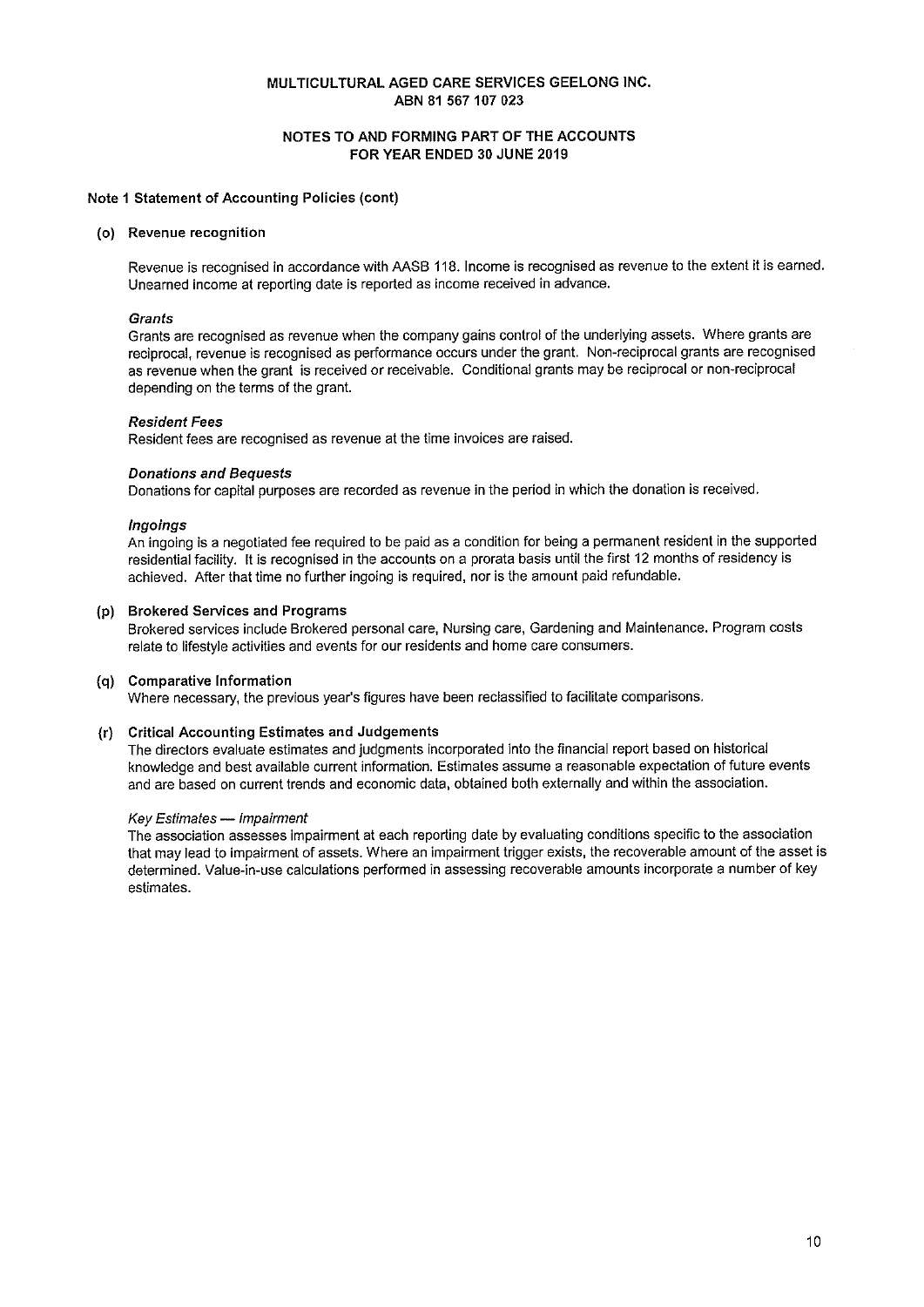MULTICULTURAL AGED CARE SERVICES GEELONG INC.
ABN 81 567 107 023

NOTES TO AND FORMING PART OF THE ACCOUNTS
FOR YEAR ENDED 30 JUNE 2019

**Note 1 Statement of Accounting Policies (cont)**

**(o) Revenue recognition**

Revenue is recognised in accordance with AASB 118. Income is recognised as revenue to the extent it is earned. Unearned income at reporting date is reported as income received in advance.

***Grants***
Grants are recognised as revenue when the company gains control of the underlying assets. Where grants are reciprocal, revenue is recognised as performance occurs under the grant. Non-reciprocal grants are recognised as revenue when the grant is received or receivable. Conditional grants may be reciprocal or non-reciprocal depending on the terms of the grant.

***Resident Fees***
Resident fees are recognised as revenue at the time invoices are raised.

***Donations and Bequests***
Donations for capital purposes are recorded as revenue in the period in which the donation is received.

***Ingoings***
An ingoing is a negotiated fee required to be paid as a condition for being a permanent resident in the supported residential facility. It is recognised in the accounts on a prorata basis until the first 12 months of residency is achieved. After that time no further ingoing is required, nor is the amount paid refundable.

**(p) Brokered Services and Programs**
Brokered services include Brokered personal care, Nursing care, Gardening and Maintenance. Program costs relate to lifestyle activities and events for our residents and home care consumers.

**(q) Comparative Information**
Where necessary, the previous year's figures have been reclassified to facilitate comparisons.

**(r) Critical Accounting Estimates and Judgements**
The directors evaluate estimates and judgments incorporated into the financial report based on historical knowledge and best available current information. Estimates assume a reasonable expectation of future events and are based on current trends and economic data, obtained both externally and within the association.

*Key Estimates — Impairment*
The association assesses impairment at each reporting date by evaluating conditions specific to the association that may lead to impairment of assets. Where an impairment trigger exists, the recoverable amount of the asset is determined. Value-in-use calculations performed in assessing recoverable amounts incorporate a number of key estimates.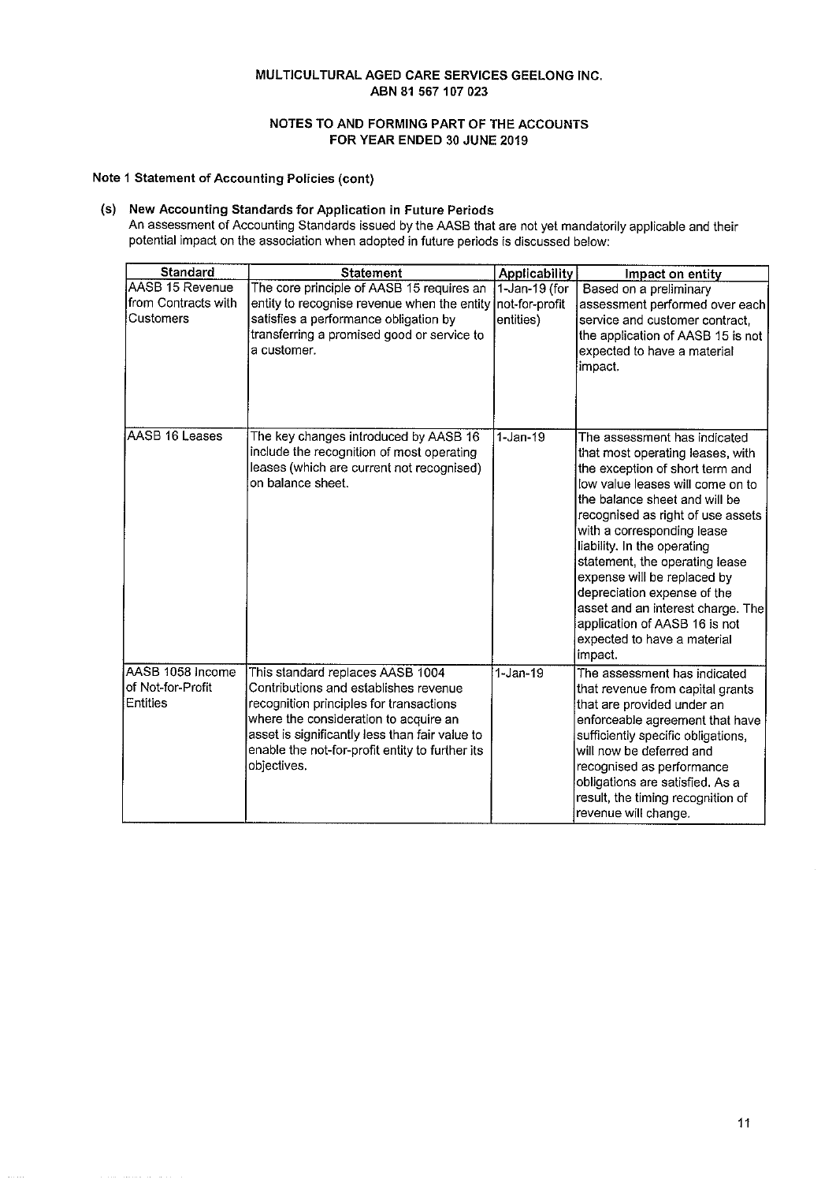# MULTICULTURAL AGED CARE SERVICES GEELONG INC.
## ABN 81 567 107 023

## NOTES TO AND FORMING PART OF THE ACCOUNTS FOR YEAR ENDED 30 JUNE 2019

### Note 1 Statement of Accounting Policies (cont)

#### (s) New Accounting Standards for Application in Future Periods

An assessment of Accounting Standards issued by the AASB that are not yet mandatorily applicable and their potential impact on the association when adopted in future periods is discussed below:

| Standard | Statement | Applicability | Impact on entity |
|---|---|---|---|
| AASB 15 Revenue from Contracts with Customers | The core principle of AASB 15 requires an entity to recognise revenue when the entity satisfies a performance obligation by transferring a promised good or service to a customer. | 1-Jan-19 (for not-for-profit entities) | Based on a preliminary assessment performed over each service and customer contract, the application of AASB 15 is not expected to have a material impact. |
| AASB 16 Leases | The key changes introduced by AASB 16 include the recognition of most operating leases (which are current not recognised) on balance sheet. | 1-Jan-19 | The assessment has indicated that most operating leases, with the exception of short term and low value leases will come on to the balance sheet and will be recognised as right of use assets with a corresponding lease liability. In the operating statement, the operating lease expense will be replaced by depreciation expense of the asset and an interest charge. The application of AASB 16 is not expected to have a material impact. |
| AASB 1058 Income of Not-for-Profit Entities | This standard replaces AASB 1004 Contributions and establishes revenue recognition principles for transactions where the consideration to acquire an asset is significantly less than fair value to enable the not-for-profit entity to further its objectives. | 1-Jan-19 | The assessment has indicated that revenue from capital grants that are provided under an enforceable agreement that have sufficiently specific obligations, will now be deferred and recognised as performance obligations are satisfied. As a result, the timing recognition of revenue will change. |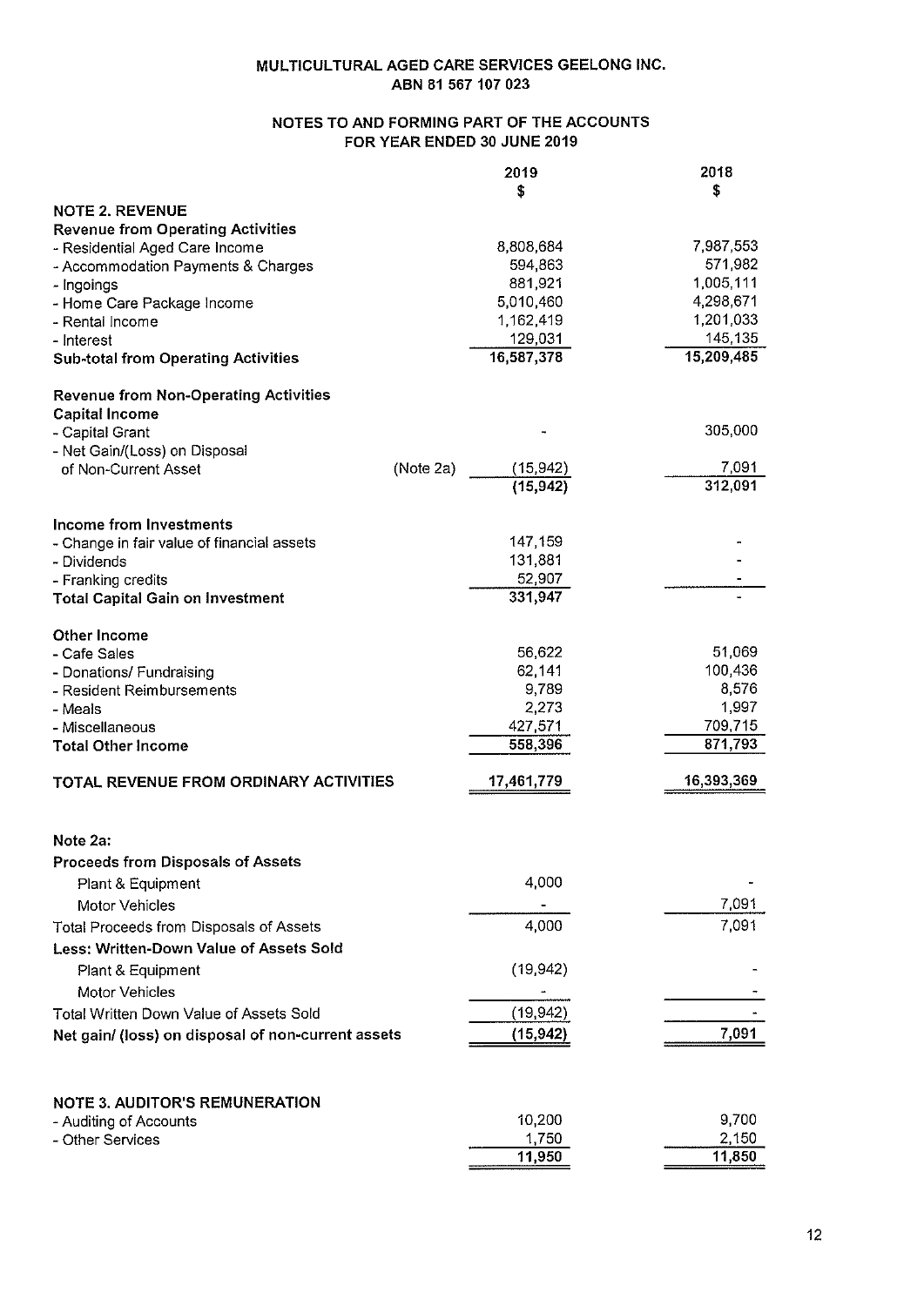MULTICULTURAL AGED CARE SERVICES GEELONG INC.
ABN 81 567 107 023

## NOTES TO AND FORMING PART OF THE ACCOUNTS FOR YEAR ENDED 30 JUNE 2019

| | | 2019 $ | 2018 $ |
|---|---|---|---|
| **NOTE 2. REVENUE** | | | |
| **Revenue from Operating Activities** | | | |
| - Residential Aged Care Income | | 8,808,684 | 7,987,553 |
| - Accommodation Payments & Charges | | 594,863 | 571,982 |
| - Ingoings | | 881,921 | 1,005,111 |
| - Home Care Package Income | | 5,010,460 | 4,298,671 |
| - Rental Income | | 1,162,419 | 1,201,033 |
| - Interest | | 129,031 | 145,135 |
| **Sub-total from Operating Activities** | | 16,587,378 | 15,209,485 |
| | | | |
| **Revenue from Non-Operating Activities** | | | |
| **Capital Income** | | | |
| - Capital Grant | | - | 305,000 |
| - Net Gain/(Loss) on Disposal of Non-Current Asset | (Note 2a) | (15,942) | 7,091 |
| | | (15,942) | 312,091 |
| | | | |
| **Income from Investments** | | | |
| - Change in fair value of financial assets | | 147,159 | - |
| - Dividends | | 131,881 | - |
| - Franking credits | | 52,907 | - |
| **Total Capital Gain on Investment** | | 331,947 | - |
| | | | |
| **Other Income** | | | |
| - Cafe Sales | | 56,622 | 51,069 |
| - Donations/ Fundraising | | 62,141 | 100,436 |
| - Resident Reimbursements | | 9,789 | 8,576 |
| - Meals | | 2,273 | 1,997 |
| - Miscellaneous | | 427,571 | 709,715 |
| **Total Other Income** | | 558,396 | 871,793 |
| | | | |
| **TOTAL REVENUE FROM ORDINARY ACTIVITIES** | | 17,461,779 | 16,393,369 |

**Note 2a:**

| | 2019 | 2018 |
|---|---|---|
| **Proceeds from Disposals of Assets** | | |
| Plant & Equipment | 4,000 | - |
| Motor Vehicles | - | 7,091 |
| Total Proceeds from Disposals of Assets | 4,000 | 7,091 |
| **Less: Written-Down Value of Assets Sold** | | |
| Plant & Equipment | (19,942) | - |
| Motor Vehicles | - | - |
| Total Written Down Value of Assets Sold | (19,942) | - |
| **Net gain/ (loss) on disposal of non-current assets** | (15,942) | 7,091 |

**NOTE 3. AUDITOR'S REMUNERATION**

| | 2019 | 2018 |
|---|---|---|
| - Auditing of Accounts | 10,200 | 9,700 |
| - Other Services | 1,750 | 2,150 |
| | 11,950 | 11,850 |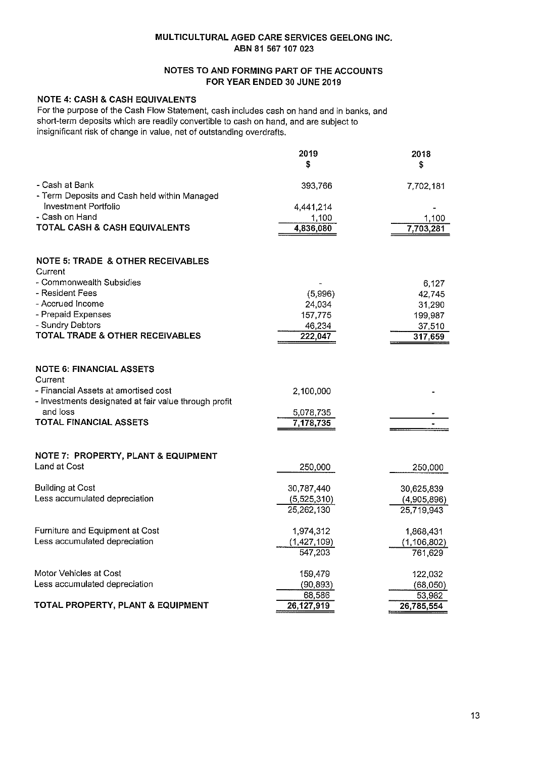**MULTICULTURAL AGED CARE SERVICES GEELONG INC.**
**ABN 81 567 107 023**

**NOTES TO AND FORMING PART OF THE ACCOUNTS**
**FOR YEAR ENDED 30 JUNE 2019**

### NOTE 4: CASH & CASH EQUIVALENTS

For the purpose of the Cash Flow Statement, cash includes cash on hand and in banks, and short-term deposits which are readily convertible to cash on hand, and are subject to insignificant risk of change in value, net of outstanding overdrafts.

| | 2019 $ | 2018 $ |
|---|---|---|
| - Cash at Bank | 393,766 | 7,702,181 |
| - Term Deposits and Cash held within Managed Investment Portfolio | 4,441,214 | - |
| - Cash on Hand | 1,100 | 1,100 |
| **TOTAL CASH & CASH EQUIVALENTS** | 4,836,080 | 7,703,281 |

### NOTE 5: TRADE & OTHER RECEIVABLES

| | 2019 $ | 2018 $ |
|---|---|---|
| Current | | |
| - Commonwealth Subsidies | - | 6,127 |
| - Resident Fees | (5,996) | 42,745 |
| - Accrued Income | 24,034 | 31,290 |
| - Prepaid Expenses | 157,775 | 199,987 |
| - Sundry Debtors | 46,234 | 37,510 |
| **TOTAL TRADE & OTHER RECEIVABLES** | 222,047 | 317,659 |

### NOTE 6: FINANCIAL ASSETS

| | 2019 $ | 2018 $ |
|---|---|---|
| Current | | |
| - Financial Assets at amortised cost | 2,100,000 | - |
| - Investments designated at fair value through profit and loss | 5,078,735 | - |
| **TOTAL FINANCIAL ASSETS** | 7,178,735 | - |

### NOTE 7: PROPERTY, PLANT & EQUIPMENT

| | 2019 $ | 2018 $ |
|---|---|---|
| Land at Cost | 250,000 | 250,000 |
| | | |
| Building at Cost | 30,787,440 | 30,625,839 |
| Less accumulated depreciation | (5,525,310) | (4,905,896) |
| | 25,262,130 | 25,719,943 |
| | | |
| Furniture and Equipment at Cost | 1,974,312 | 1,868,431 |
| Less accumulated depreciation | (1,427,109) | (1,106,802) |
| | 547,203 | 761,629 |
| | | |
| Motor Vehicles at Cost | 159,479 | 122,032 |
| Less accumulated depreciation | (90,893) | (68,050) |
| | 68,586 | 53,982 |
| **TOTAL PROPERTY, PLANT & EQUIPMENT** | 26,127,919 | 26,785,554 |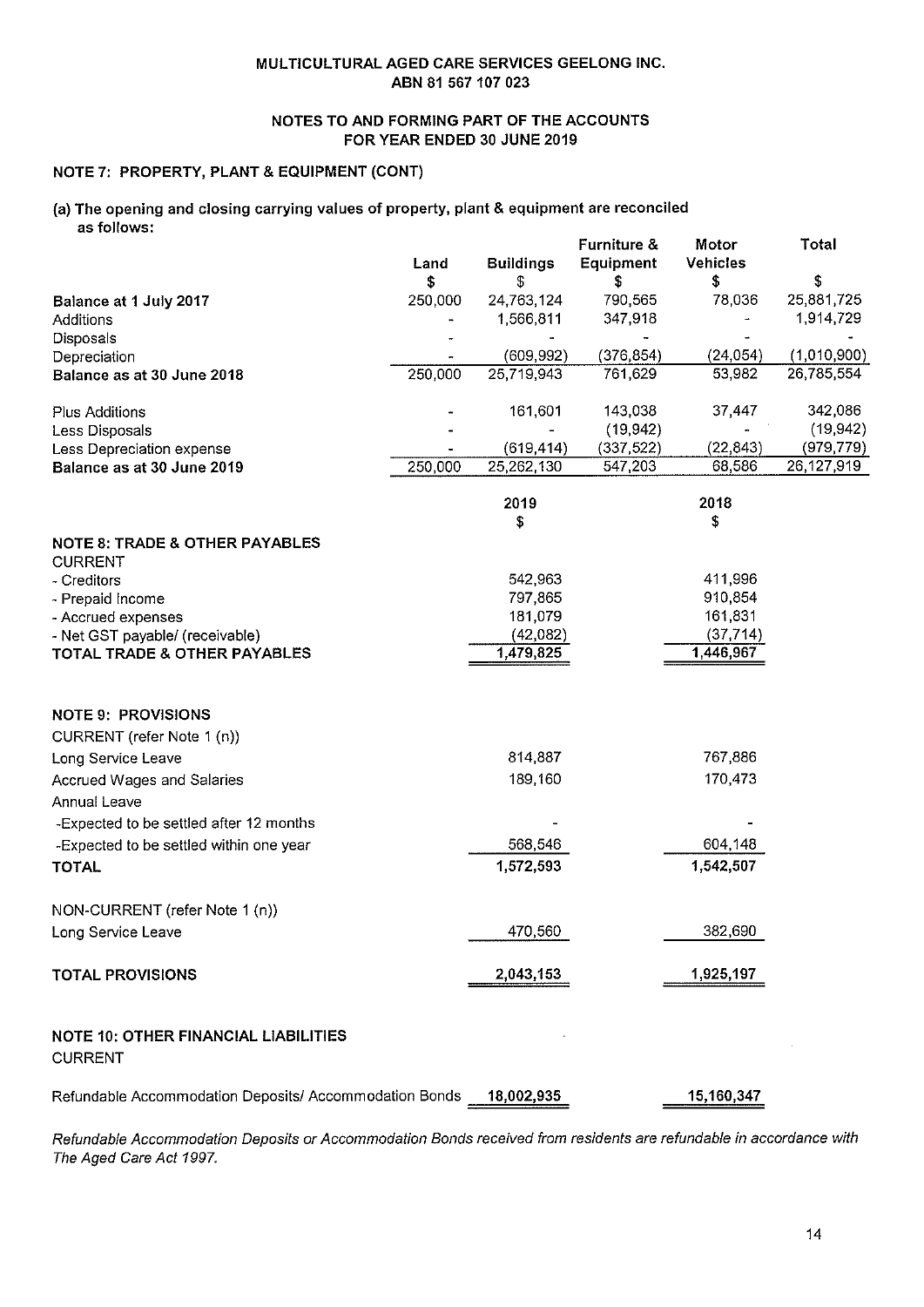MULTICULTURAL AGED CARE SERVICES GEELONG INC.
ABN 81 567 107 023

NOTES TO AND FORMING PART OF THE ACCOUNTS
FOR YEAR ENDED 30 JUNE 2019

## NOTE 7: PROPERTY, PLANT & EQUIPMENT (CONT)

**(a) The opening and closing carrying values of property, plant & equipment are reconciled as follows:**

| | Land | Buildings | Furniture & Equipment | Motor Vehicles | Total |
|---|---|---|---|---|---|
| | $ | $ | $ | $ | $ |
| **Balance at 1 July 2017** | 250,000 | 24,763,124 | 790,565 | 78,036 | 25,881,725 |
| Additions | - | 1,566,811 | 347,918 | - | 1,914,729 |
| Disposals | - | - | - | - | - |
| Depreciation | - | (609,992) | (376,854) | (24,054) | (1,010,900) |
| **Balance as at 30 June 2018** | 250,000 | 25,719,943 | 761,629 | 53,982 | 26,785,554 |
| Plus Additions | - | 161,601 | 143,038 | 37,447 | 342,086 |
| Less Disposals | - | - | (19,942) | - | (19,942) |
| Less Depreciation expense | - | (619,414) | (337,522) | (22,843) | (979,779) |
| **Balance as at 30 June 2019** | 250,000 | 25,262,130 | 547,203 | 68,586 | 26,127,919 |

| | 2019 | 2018 |
|---|---|---|
| | $ | $ |
| **NOTE 8: TRADE & OTHER PAYABLES** | | |
| CURRENT | | |
| - Creditors | 542,963 | 411,996 |
| - Prepaid Income | 797,865 | 910,854 |
| - Accrued expenses | 181,079 | 161,831 |
| - Net GST payable/ (receivable) | (42,082) | (37,714) |
| **TOTAL TRADE & OTHER PAYABLES** | 1,479,825 | 1,446,967 |

## NOTE 9: PROVISIONS

| | 2019 | 2018 |
|---|---|---|
| CURRENT (refer Note 1 (n)) | | |
| Long Service Leave | 814,887 | 767,886 |
| Accrued Wages and Salaries | 189,160 | 170,473 |
| Annual Leave | | |
| -Expected to be settled after 12 months | - | - |
| -Expected to be settled within one year | 568,546 | 604,148 |
| **TOTAL** | 1,572,593 | 1,542,507 |
| NON-CURRENT (refer Note 1 (n)) | | |
| Long Service Leave | 470,560 | 382,690 |
| **TOTAL PROVISIONS** | 2,043,153 | 1,925,197 |

## NOTE 10: OTHER FINANCIAL LIABILITIES

| | 2019 | 2018 |
|---|---|---|
| CURRENT | | |
| Refundable Accommodation Deposits/ Accommodation Bonds | 18,002,935 | 15,160,347 |

*Refundable Accommodation Deposits or Accommodation Bonds received from residents are refundable in accordance with The Aged Care Act 1997.*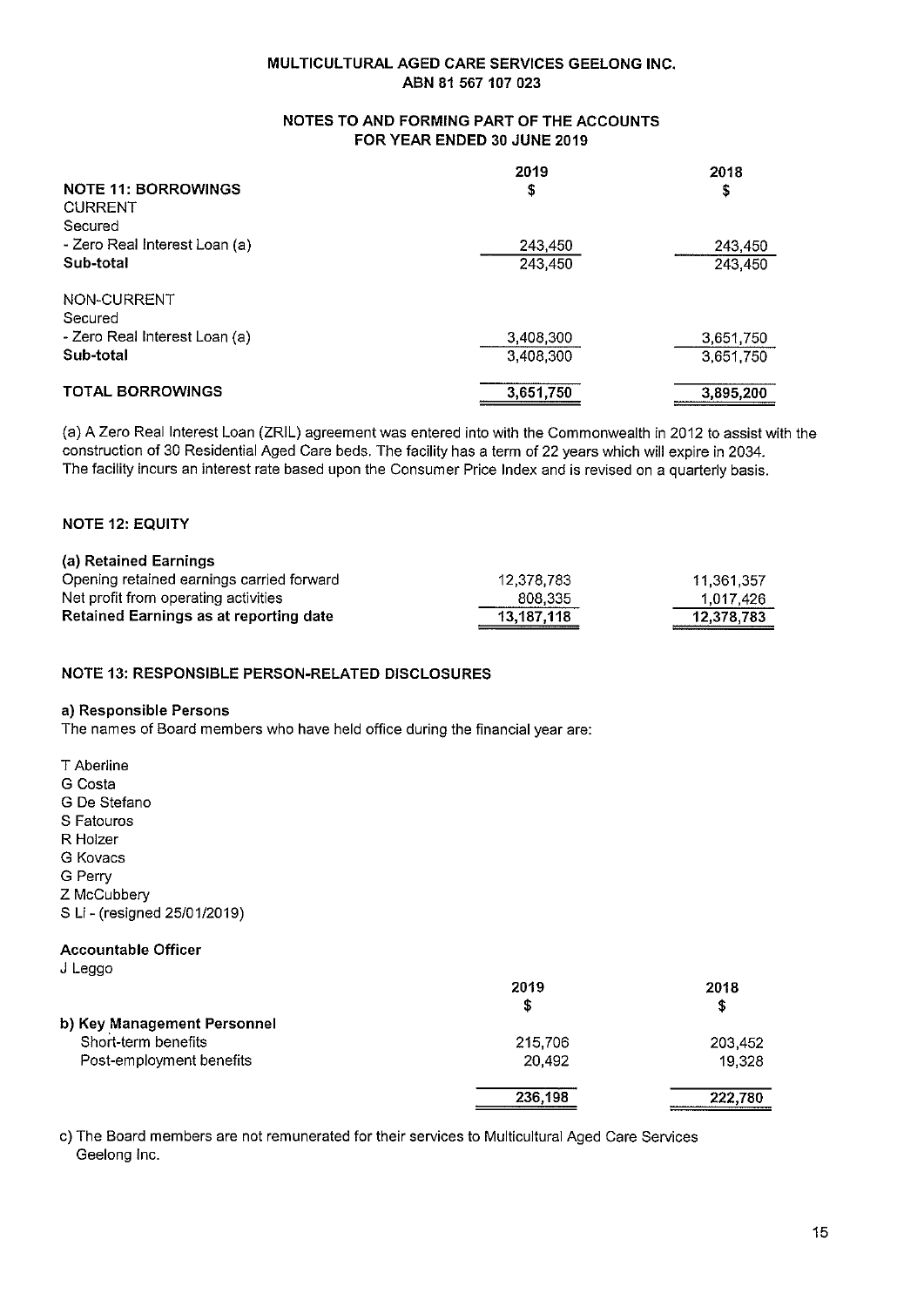**MULTICULTURAL AGED CARE SERVICES GEELONG INC.**
**ABN 81 567 107 023**

**NOTES TO AND FORMING PART OF THE ACCOUNTS**
**FOR YEAR ENDED 30 JUNE 2019**

| | 2019 | 2018 |
|---|---|---|
| **NOTE 11: BORROWINGS** | **$** | **$** |
| CURRENT | | |
| Secured | | |
| - Zero Real Interest Loan (a) | 243,450 | 243,450 |
| **Sub-total** | 243,450 | 243,450 |
| NON-CURRENT | | |
| Secured | | |
| - Zero Real Interest Loan (a) | 3,408,300 | 3,651,750 |
| **Sub-total** | 3,408,300 | 3,651,750 |
| **TOTAL BORROWINGS** | 3,651,750 | 3,895,200 |

(a) A Zero Real Interest Loan (ZRIL) agreement was entered into with the Commonwealth in 2012 to assist with the construction of 30 Residential Aged Care beds. The facility has a term of 22 years which will expire in 2034. The facility incurs an interest rate based upon the Consumer Price Index and is revised on a quarterly basis.

**NOTE 12: EQUITY**

| **(a) Retained Earnings** | | |
|---|---|---|
| Opening retained earnings carried forward | 12,378,783 | 11,361,357 |
| Net profit from operating activities | 808,335 | 1,017,426 |
| **Retained Earnings as at reporting date** | 13,187,118 | 12,378,783 |

**NOTE 13: RESPONSIBLE PERSON-RELATED DISCLOSURES**

**a) Responsible Persons**
The names of Board members who have held office during the financial year are:

T Aberline
G Costa
G De Stefano
S Fatouros
R Holzer
G Kovacs
G Perry
Z McCubbery
S Li - (resigned 25/01/2019)

**Accountable Officer**
J Leggo

| | 2019 | 2018 |
|---|---|---|
| | $ | $ |
| **b) Key Management Personnel** | | |
| Short-term benefits | 215,706 | 203,452 |
| Post-employment benefits | 20,492 | 19,328 |
| | 236,198 | 222,780 |

c) The Board members are not remunerated for their services to Multicultural Aged Care Services Geelong Inc.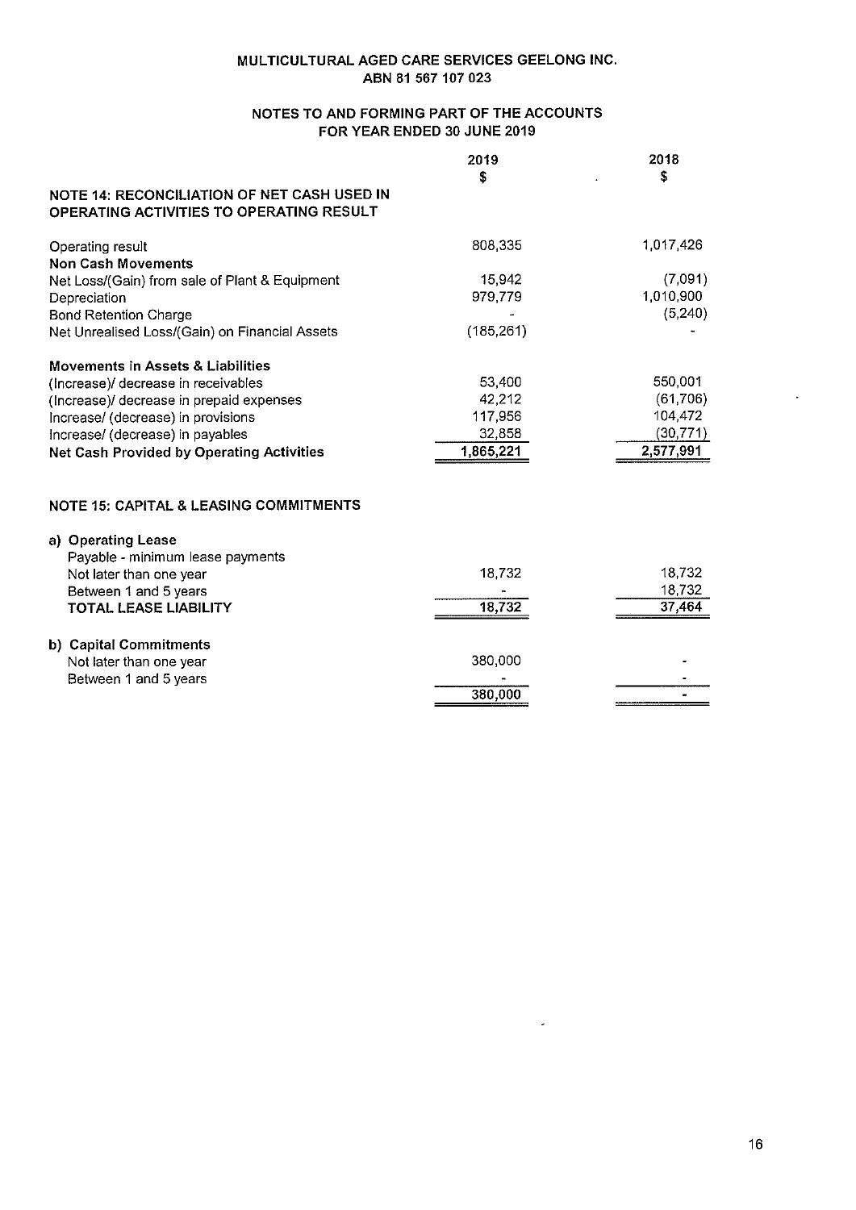**MULTICULTURAL AGED CARE SERVICES GEELONG INC.**
**ABN 81 567 107 023**

**NOTES TO AND FORMING PART OF THE ACCOUNTS**
**FOR YEAR ENDED 30 JUNE 2019**

| | 2019 $ | 2018 $ |
|---|---|---|
| **NOTE 14: RECONCILIATION OF NET CASH USED IN OPERATING ACTIVITIES TO OPERATING RESULT** | | |
| Operating result | 808,335 | 1,017,426 |
| **Non Cash Movements** | | |
| Net Loss/(Gain) from sale of Plant & Equipment | 15,942 | (7,091) |
| Depreciation | 979,779 | 1,010,900 |
| Bond Retention Charge | - | (5,240) |
| Net Unrealised Loss/(Gain) on Financial Assets | (185,261) | - |
| **Movements in Assets & Liabilities** | | |
| (Increase)/ decrease in receivables | 53,400 | 550,001 |
| (Increase)/ decrease in prepaid expenses | 42,212 | (61,706) |
| Increase/ (decrease) in provisions | 117,956 | 104,472 |
| Increase/ (decrease) in payables | 32,858 | (30,771) |
| **Net Cash Provided by Operating Activities** | **1,865,221** | **2,577,991** |

**NOTE 15: CAPITAL & LEASING COMMITMENTS**

| | 2019 $ | 2018 $ |
|---|---|---|
| **a) Operating Lease** | | |
| Payable - minimum lease payments | | |
| Not later than one year | 18,732 | 18,732 |
| Between 1 and 5 years | - | 18,732 |
| **TOTAL LEASE LIABILITY** | **18,732** | **37,464** |
| **b) Capital Commitments** | | |
| Not later than one year | 380,000 | - |
| Between 1 and 5 years | - | - |
| | 380,000 | - |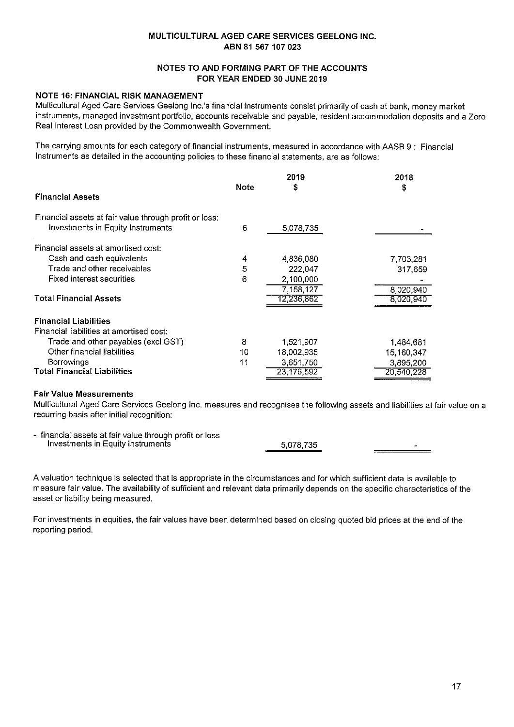**MULTICULTURAL AGED CARE SERVICES GEELONG INC.**
**ABN 81 567 107 023**

**NOTES TO AND FORMING PART OF THE ACCOUNTS**
**FOR YEAR ENDED 30 JUNE 2019**

**NOTE 16: FINANCIAL RISK MANAGEMENT**

Multicultural Aged Care Services Geelong Inc.'s financial instruments consist primarily of cash at bank, money market instruments, managed investment portfolio, accounts receivable and payable, resident accommodation deposits and a Zero Real Interest Loan provided by the Commonwealth Government.

The carrying amounts for each category of financial instruments, measured in accordance with AASB 9 : Financial Instruments as detailed in the accounting policies to these financial statements, are as follows:

| | Note | 2019 $ | 2018 $ |
|---|---|---|---|
| **Financial Assets** | | | |
| Financial assets at fair value through profit or loss: | | | |
| Investments in Equity Instruments | 6 | 5,078,735 | - |
| Financial assets at amortised cost: | | | |
| Cash and cash equivalents | 4 | 4,836,080 | 7,703,281 |
| Trade and other receivables | 5 | 222,047 | 317,659 |
| Fixed interest securities | 6 | 2,100,000 | - |
| | | 7,158,127 | 8,020,940 |
| **Total Financial Assets** | | 12,236,862 | 8,020,940 |
| **Financial Liabilities** | | | |
| Financial liabilities at amortised cost: | | | |
| Trade and other payables (excl GST) | 8 | 1,521,907 | 1,484,681 |
| Other financial liabilities | 10 | 18,002,935 | 15,160,347 |
| Borrowings | 11 | 3,651,750 | 3,895,200 |
| **Total Financial Liabilities** | | 23,176,592 | 20,540,228 |

**Fair Value Measurements**

Multicultural Aged Care Services Geelong Inc. measures and recognises the following assets and liabilities at fair value on a recurring basis after initial recognition:

| | 2019 | 2018 |
|---|---|---|
| - financial assets at fair value through profit or loss Investments in Equity Instruments | 5,078,735 | - |

A valuation technique is selected that is appropriate in the circumstances and for which sufficient data is available to measure fair value. The availability of sufficient and relevant data primarily depends on the specific characteristics of the asset or liability being measured.

For investments in equities, the fair values have been determined based on closing quoted bid prices at the end of the reporting period.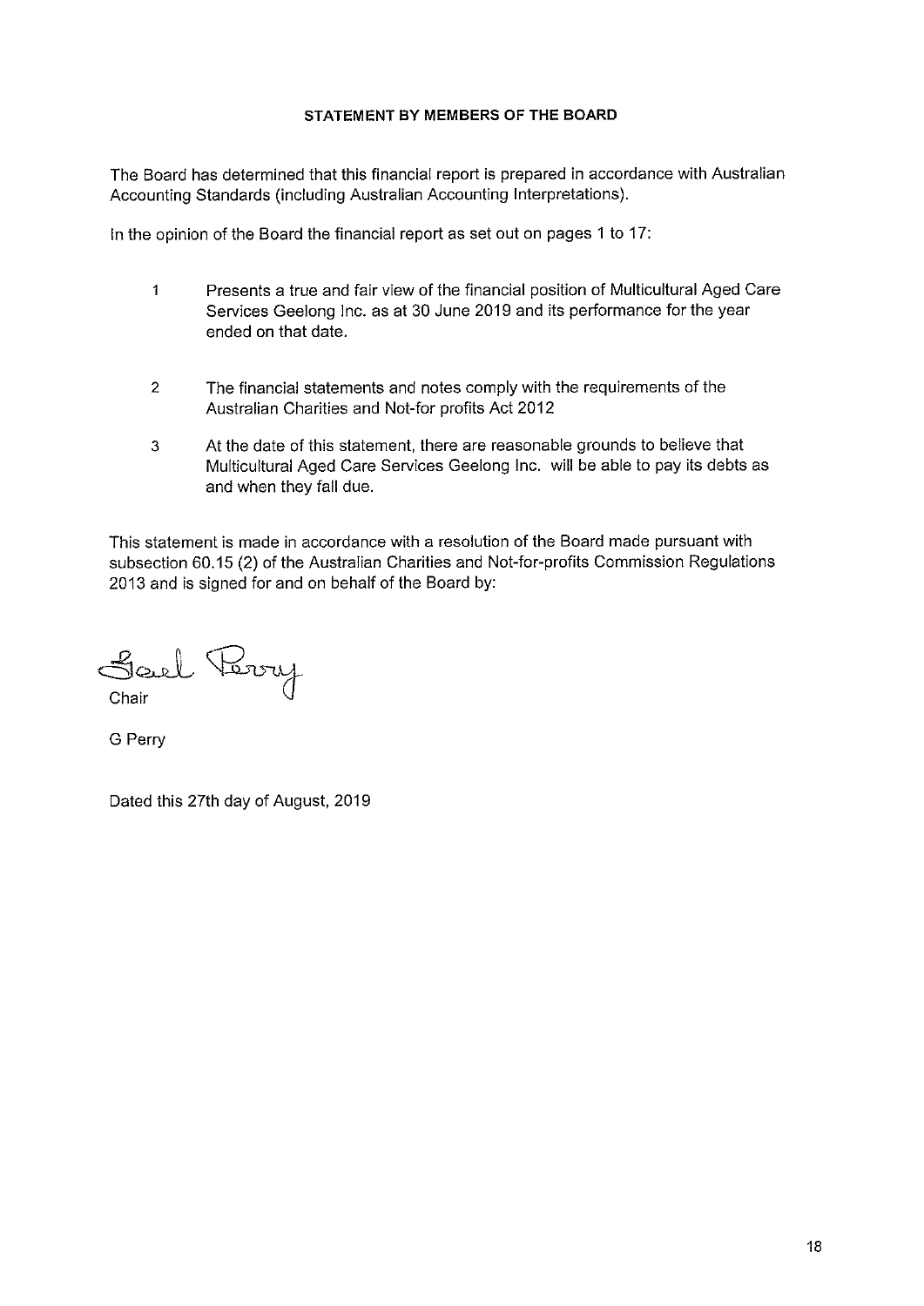## STATEMENT BY MEMBERS OF THE BOARD

The Board has determined that this financial report is prepared in accordance with Australian Accounting Standards (including Australian Accounting Interpretations).

In the opinion of the Board the financial report as set out on pages 1 to 17:

1. Presents a true and fair view of the financial position of Multicultural Aged Care Services Geelong Inc. as at 30 June 2019 and its performance for the year ended on that date.

2. The financial statements and notes comply with the requirements of the Australian Charities and Not-for profits Act 2012

3. At the date of this statement, there are reasonable grounds to believe that Multicultural Aged Care Services Geelong Inc. will be able to pay its debts as and when they fall due.

This statement is made in accordance with a resolution of the Board made pursuant with subsection 60.15 (2) of the Australian Charities and Not-for-profits Commission Regulations 2013 and is signed for and on behalf of the Board by:

Gail Perry

Chair

G Perry

Dated this 27th day of August, 2019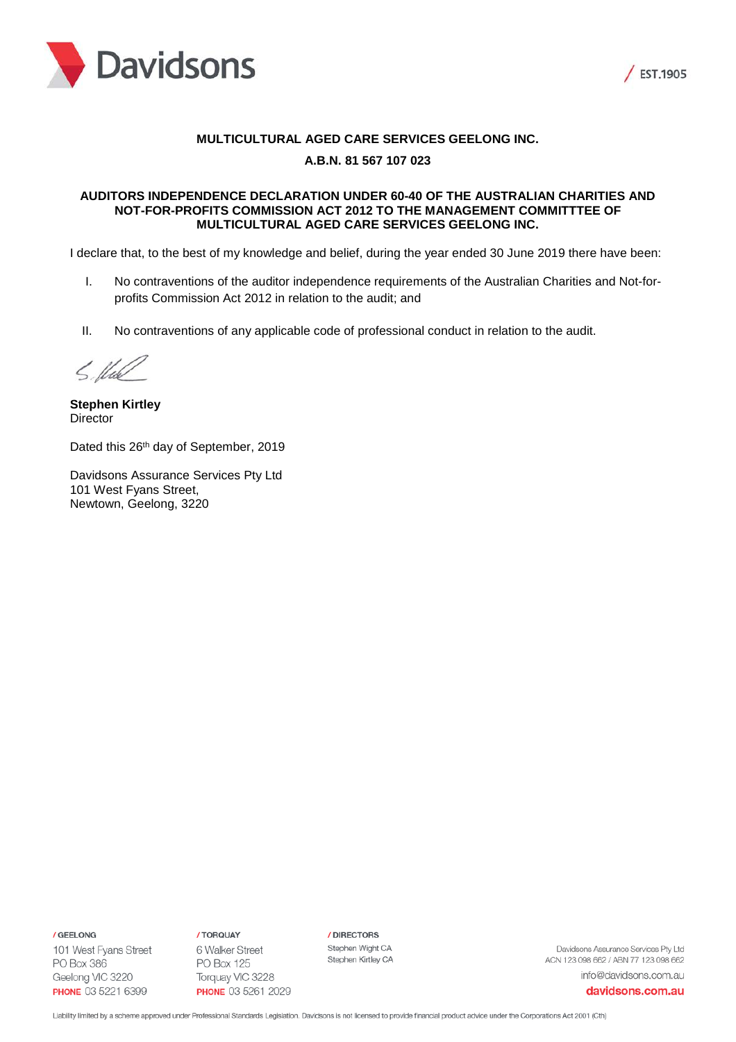**MULTICULTURAL AGED CARE SERVICES GEELONG INC.**

**A.B.N. 81 567 107 023**

**AUDITORS INDEPENDENCE DECLARATION UNDER 60-40 OF THE AUSTRALIAN CHARITIES AND NOT-FOR-PROFITS COMMISSION ACT 2012 TO THE MANAGEMENT COMMITTTEE OF MULTICULTURAL AGED CARE SERVICES GEELONG INC.**

I declare that, to the best of my knowledge and belief, during the year ended 30 June 2019 there have been:

I. No contraventions of the auditor independence requirements of the Australian Charities and Not-for-profits Commission Act 2012 in relation to the audit; and

II. No contraventions of any applicable code of professional conduct in relation to the audit.

**Stephen Kirtley**
Director

Dated this 26th day of September, 2019

Davidsons Assurance Services Pty Ltd
101 West Fyans Street,
Newtown, Geelong, 3220

/ GEELONG
101 West Fyans Street
PO Box 386
Geelong VIC 3220
PHONE 03 5221 6399

/ TORQUAY
6 Walker Street
PO Box 125
Torquay VIC 3228
PHONE 03 5261 2029

/ DIRECTORS
Stephen Wight CA
Stephen Kirtley CA

Davidsons Assurance Services Pty Ltd
ACN 123 098 662 / ABN 77 123 098 662
info@davidsons.com.au
davidsons.com.au

Liability limited by a scheme approved under Professional Standards Legislation. Davidsons is not licensed to provide financial product advice under the Corporations Act 2001 (Cth)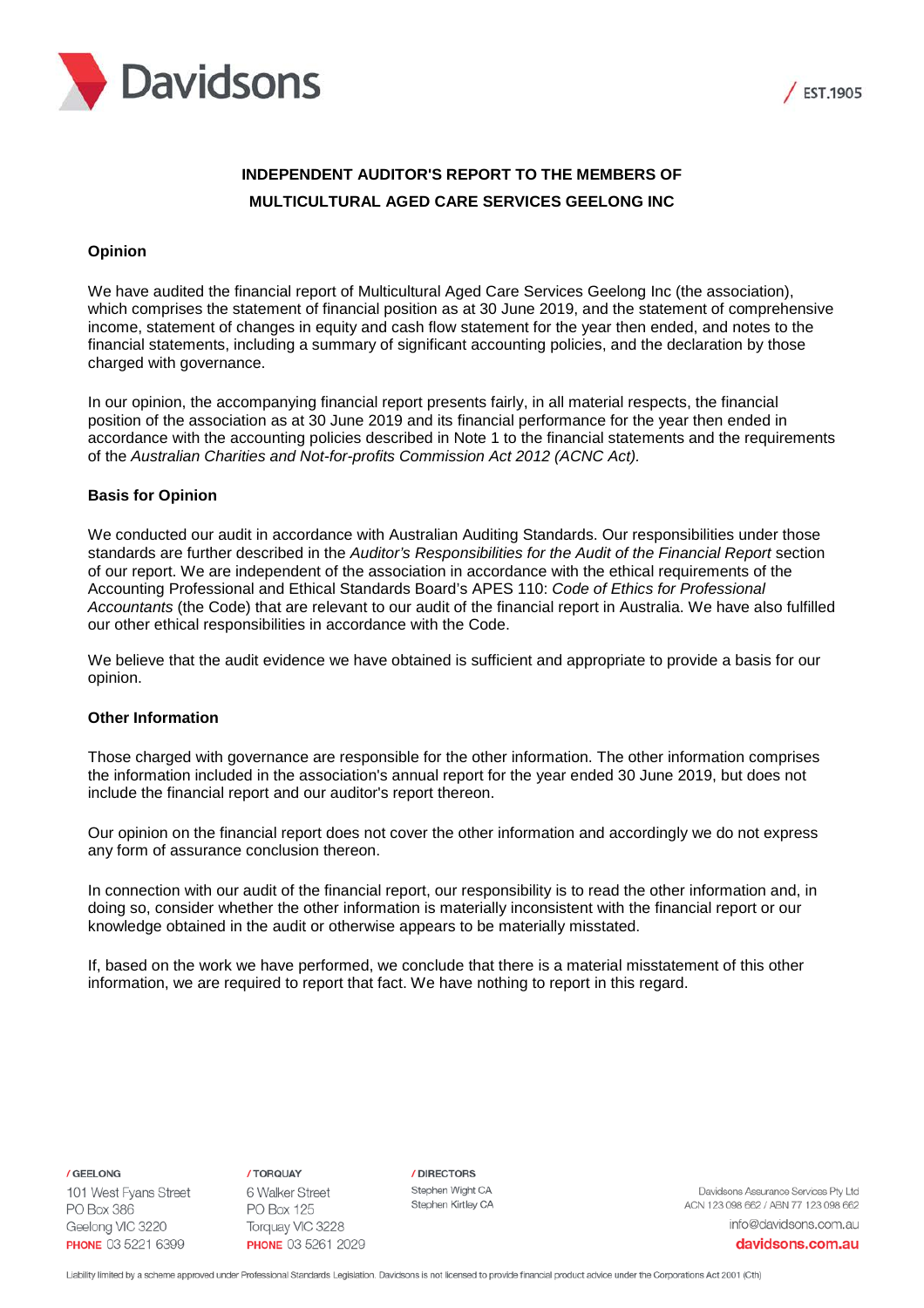# INDEPENDENT AUDITOR'S REPORT TO THE MEMBERS OF MULTICULTURAL AGED CARE SERVICES GEELONG INC

## Opinion

We have audited the financial report of Multicultural Aged Care Services Geelong Inc (the association), which comprises the statement of financial position as at 30 June 2019, and the statement of comprehensive income, statement of changes in equity and cash flow statement for the year then ended, and notes to the financial statements, including a summary of significant accounting policies, and the declaration by those charged with governance.

In our opinion, the accompanying financial report presents fairly, in all material respects, the financial position of the association as at 30 June 2019 and its financial performance for the year then ended in accordance with the accounting policies described in Note 1 to the financial statements and the requirements of the *Australian Charities and Not-for-profits Commission Act 2012 (ACNC Act).*

## Basis for Opinion

We conducted our audit in accordance with Australian Auditing Standards. Our responsibilities under those standards are further described in the *Auditor's Responsibilities for the Audit of the Financial Report* section of our report. We are independent of the association in accordance with the ethical requirements of the Accounting Professional and Ethical Standards Board's APES 110: *Code of Ethics for Professional Accountants* (the Code) that are relevant to our audit of the financial report in Australia. We have also fulfilled our other ethical responsibilities in accordance with the Code.

We believe that the audit evidence we have obtained is sufficient and appropriate to provide a basis for our opinion.

## Other Information

Those charged with governance are responsible for the other information. The other information comprises the information included in the association's annual report for the year ended 30 June 2019, but does not include the financial report and our auditor's report thereon.

Our opinion on the financial report does not cover the other information and accordingly we do not express any form of assurance conclusion thereon.

In connection with our audit of the financial report, our responsibility is to read the other information and, in doing so, consider whether the other information is materially inconsistent with the financial report or our knowledge obtained in the audit or otherwise appears to be materially misstated.

If, based on the work we have performed, we conclude that there is a material misstatement of this other information, we are required to report that fact. We have nothing to report in this regard.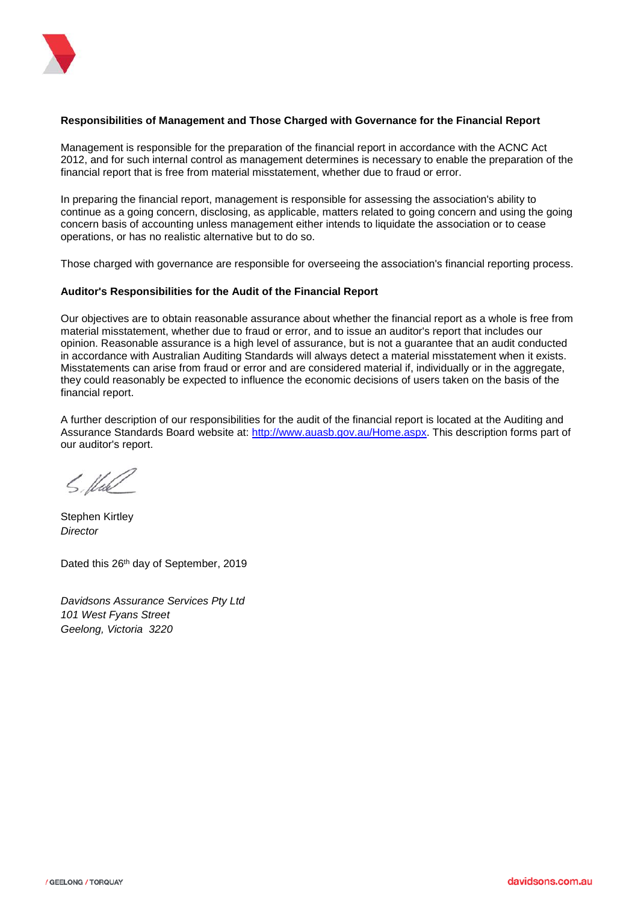**Responsibilities of Management and Those Charged with Governance for the Financial Report**

Management is responsible for the preparation of the financial report in accordance with the ACNC Act 2012, and for such internal control as management determines is necessary to enable the preparation of the financial report that is free from material misstatement, whether due to fraud or error.

In preparing the financial report, management is responsible for assessing the association's ability to continue as a going concern, disclosing, as applicable, matters related to going concern and using the going concern basis of accounting unless management either intends to liquidate the association or to cease operations, or has no realistic alternative but to do so.

Those charged with governance are responsible for overseeing the association's financial reporting process.

**Auditor's Responsibilities for the Audit of the Financial Report**

Our objectives are to obtain reasonable assurance about whether the financial report as a whole is free from material misstatement, whether due to fraud or error, and to issue an auditor's report that includes our opinion. Reasonable assurance is a high level of assurance, but is not a guarantee that an audit conducted in accordance with Australian Auditing Standards will always detect a material misstatement when it exists. Misstatements can arise from fraud or error and are considered material if, individually or in the aggregate, they could reasonably be expected to influence the economic decisions of users taken on the basis of the financial report.

A further description of our responsibilities for the audit of the financial report is located at the Auditing and Assurance Standards Board website at: http://www.auasb.gov.au/Home.aspx. This description forms part of our auditor's report.

Stephen Kirtley
*Director*

Dated this 26th day of September, 2019

*Davidsons Assurance Services Pty Ltd*
*101 West Fyans Street*
*Geelong, Victoria 3220*

/ GEELONG / TORQUAY

davidsons.com.au